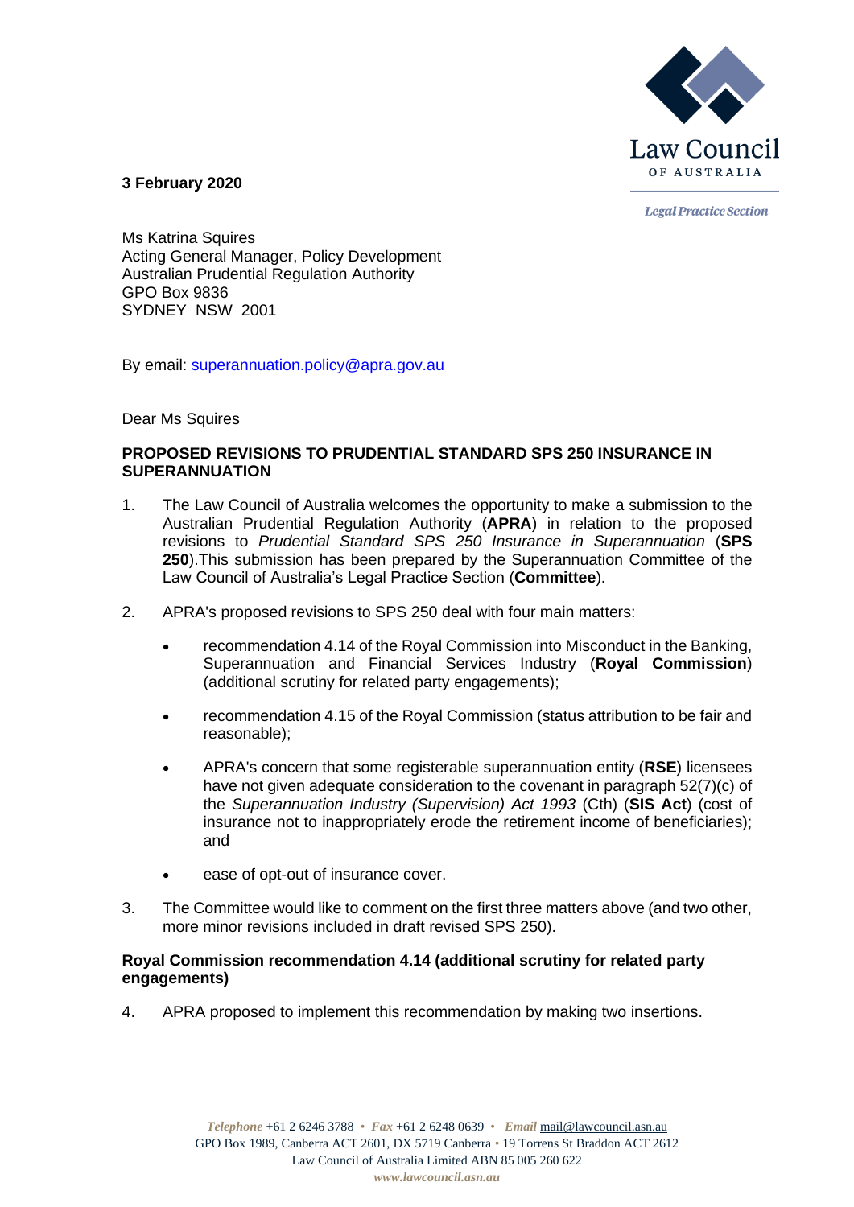Law Council OF AUSTRALIA

*Legal Practice Section*

**3 February 2020**

Ms Katrina Squires
Acting General Manager, Policy Development
Australian Prudential Regulation Authority
GPO Box 9836
SYDNEY NSW 2001

By email: superannuation.policy@apra.gov.au

Dear Ms Squires

**PROPOSED REVISIONS TO PRUDENTIAL STANDARD SPS 250 INSURANCE IN SUPERANNUATION**

1. The Law Council of Australia welcomes the opportunity to make a submission to the Australian Prudential Regulation Authority (**APRA**) in relation to the proposed revisions to *Prudential Standard SPS 250 Insurance in Superannuation* (**SPS 250**).This submission has been prepared by the Superannuation Committee of the Law Council of Australia's Legal Practice Section (**Committee**).

2. APRA's proposed revisions to SPS 250 deal with four main matters:

   - recommendation 4.14 of the Royal Commission into Misconduct in the Banking, Superannuation and Financial Services Industry (**Royal Commission**) (additional scrutiny for related party engagements);
   - recommendation 4.15 of the Royal Commission (status attribution to be fair and reasonable);
   - APRA's concern that some registerable superannuation entity (**RSE**) licensees have not given adequate consideration to the covenant in paragraph 52(7)(c) of the *Superannuation Industry (Supervision) Act 1993* (Cth) (**SIS Act**) (cost of insurance not to inappropriately erode the retirement income of beneficiaries); and
   - ease of opt-out of insurance cover.

3. The Committee would like to comment on the first three matters above (and two other, more minor revisions included in draft revised SPS 250).

**Royal Commission recommendation 4.14 (additional scrutiny for related party engagements)**

4. APRA proposed to implement this recommendation by making two insertions.

*Telephone* +61 2 6246 3788 • *Fax* +61 2 6248 0639 • *Email* mail@lawcouncil.asn.au
GPO Box 1989, Canberra ACT 2601, DX 5719 Canberra • 19 Torrens St Braddon ACT 2612
Law Council of Australia Limited ABN 85 005 260 622
*www.lawcouncil.asn.au*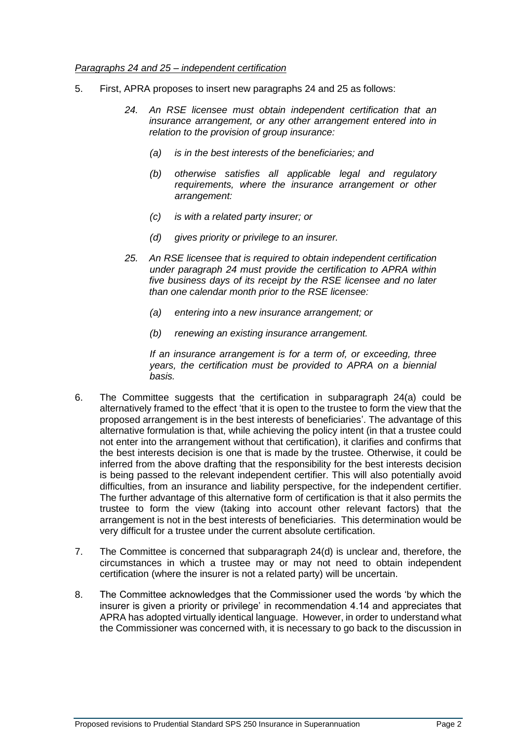*Paragraphs 24 and 25 – independent certification*

5. First, APRA proposes to insert new paragraphs 24 and 25 as follows:

   *24. An RSE licensee must obtain independent certification that an insurance arrangement, or any other arrangement entered into in relation to the provision of group insurance:*

   *(a) is in the best interests of the beneficiaries; and*

   *(b) otherwise satisfies all applicable legal and regulatory requirements, where the insurance arrangement or other arrangement:*

   *(c) is with a related party insurer; or*

   *(d) gives priority or privilege to an insurer.*

   *25. An RSE licensee that is required to obtain independent certification under paragraph 24 must provide the certification to APRA within five business days of its receipt by the RSE licensee and no later than one calendar month prior to the RSE licensee:*

   *(a) entering into a new insurance arrangement; or*

   *(b) renewing an existing insurance arrangement.*

   *If an insurance arrangement is for a term of, or exceeding, three years, the certification must be provided to APRA on a biennial basis.*

6. The Committee suggests that the certification in subparagraph 24(a) could be alternatively framed to the effect 'that it is open to the trustee to form the view that the proposed arrangement is in the best interests of beneficiaries'. The advantage of this alternative formulation is that, while achieving the policy intent (in that a trustee could not enter into the arrangement without that certification), it clarifies and confirms that the best interests decision is one that is made by the trustee. Otherwise, it could be inferred from the above drafting that the responsibility for the best interests decision is being passed to the relevant independent certifier. This will also potentially avoid difficulties, from an insurance and liability perspective, for the independent certifier. The further advantage of this alternative form of certification is that it also permits the trustee to form the view (taking into account other relevant factors) that the arrangement is not in the best interests of beneficiaries. This determination would be very difficult for a trustee under the current absolute certification.

7. The Committee is concerned that subparagraph 24(d) is unclear and, therefore, the circumstances in which a trustee may or may not need to obtain independent certification (where the insurer is not a related party) will be uncertain.

8. The Committee acknowledges that the Commissioner used the words 'by which the insurer is given a priority or privilege' in recommendation 4.14 and appreciates that APRA has adopted virtually identical language. However, in order to understand what the Commissioner was concerned with, it is necessary to go back to the discussion in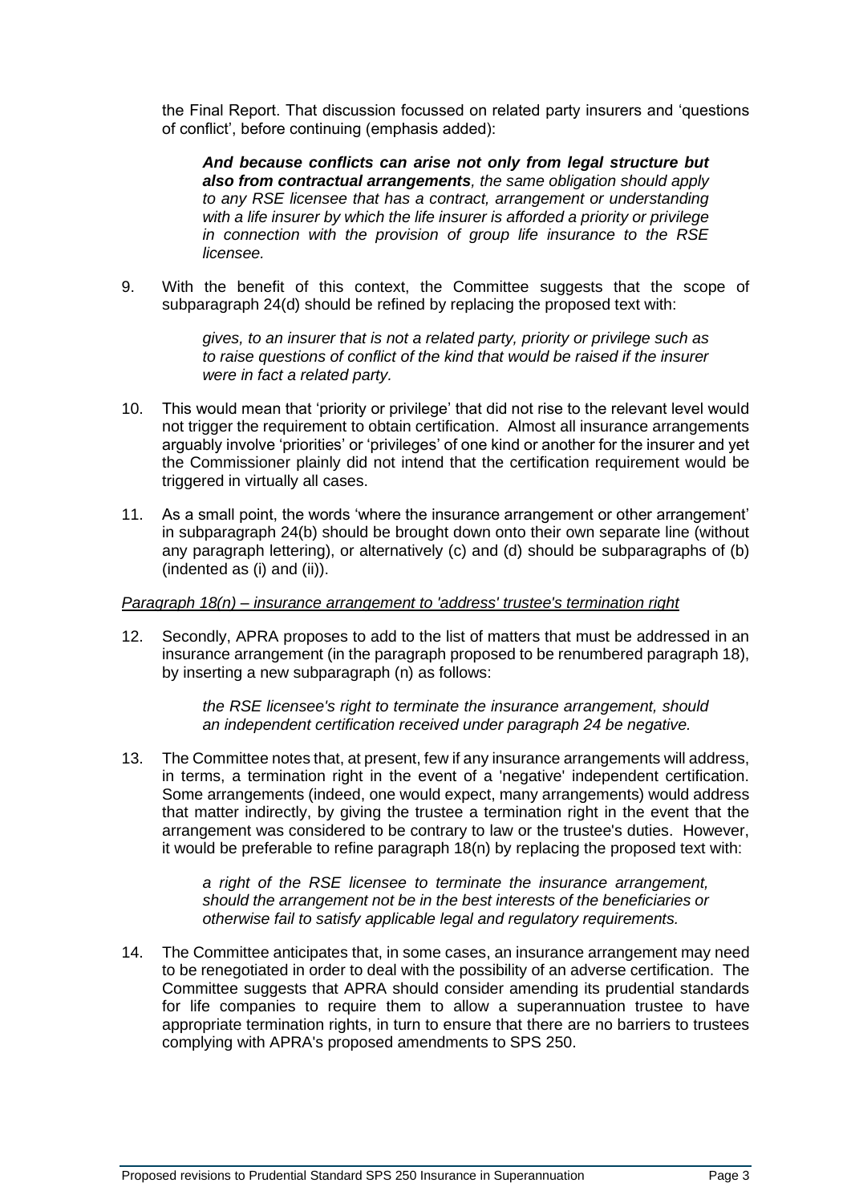the Final Report. That discussion focussed on related party insurers and 'questions of conflict', before continuing (emphasis added):

> ***And because conflicts can arise not only from legal structure but also from contractual arrangements****, the same obligation should apply to any RSE licensee that has a contract, arrangement or understanding with a life insurer by which the life insurer is afforded a priority or privilege in connection with the provision of group life insurance to the RSE licensee.*

9. With the benefit of this context, the Committee suggests that the scope of subparagraph 24(d) should be refined by replacing the proposed text with:

   > *gives, to an insurer that is not a related party, priority or privilege such as to raise questions of conflict of the kind that would be raised if the insurer were in fact a related party.*

10. This would mean that 'priority or privilege' that did not rise to the relevant level would not trigger the requirement to obtain certification. Almost all insurance arrangements arguably involve 'priorities' or 'privileges' of one kind or another for the insurer and yet the Commissioner plainly did not intend that the certification requirement would be triggered in virtually all cases.

11. As a small point, the words 'where the insurance arrangement or other arrangement' in subparagraph 24(b) should be brought down onto their own separate line (without any paragraph lettering), or alternatively (c) and (d) should be subparagraphs of (b) (indented as (i) and (ii)).

*Paragraph 18(n) – insurance arrangement to 'address' trustee's termination right*

12. Secondly, APRA proposes to add to the list of matters that must be addressed in an insurance arrangement (in the paragraph proposed to be renumbered paragraph 18), by inserting a new subparagraph (n) as follows:

    > *the RSE licensee's right to terminate the insurance arrangement, should an independent certification received under paragraph 24 be negative.*

13. The Committee notes that, at present, few if any insurance arrangements will address, in terms, a termination right in the event of a 'negative' independent certification. Some arrangements (indeed, one would expect, many arrangements) would address that matter indirectly, by giving the trustee a termination right in the event that the arrangement was considered to be contrary to law or the trustee's duties. However, it would be preferable to refine paragraph 18(n) by replacing the proposed text with:

    > *a right of the RSE licensee to terminate the insurance arrangement, should the arrangement not be in the best interests of the beneficiaries or otherwise fail to satisfy applicable legal and regulatory requirements.*

14. The Committee anticipates that, in some cases, an insurance arrangement may need to be renegotiated in order to deal with the possibility of an adverse certification. The Committee suggests that APRA should consider amending its prudential standards for life companies to require them to allow a superannuation trustee to have appropriate termination rights, in turn to ensure that there are no barriers to trustees complying with APRA's proposed amendments to SPS 250.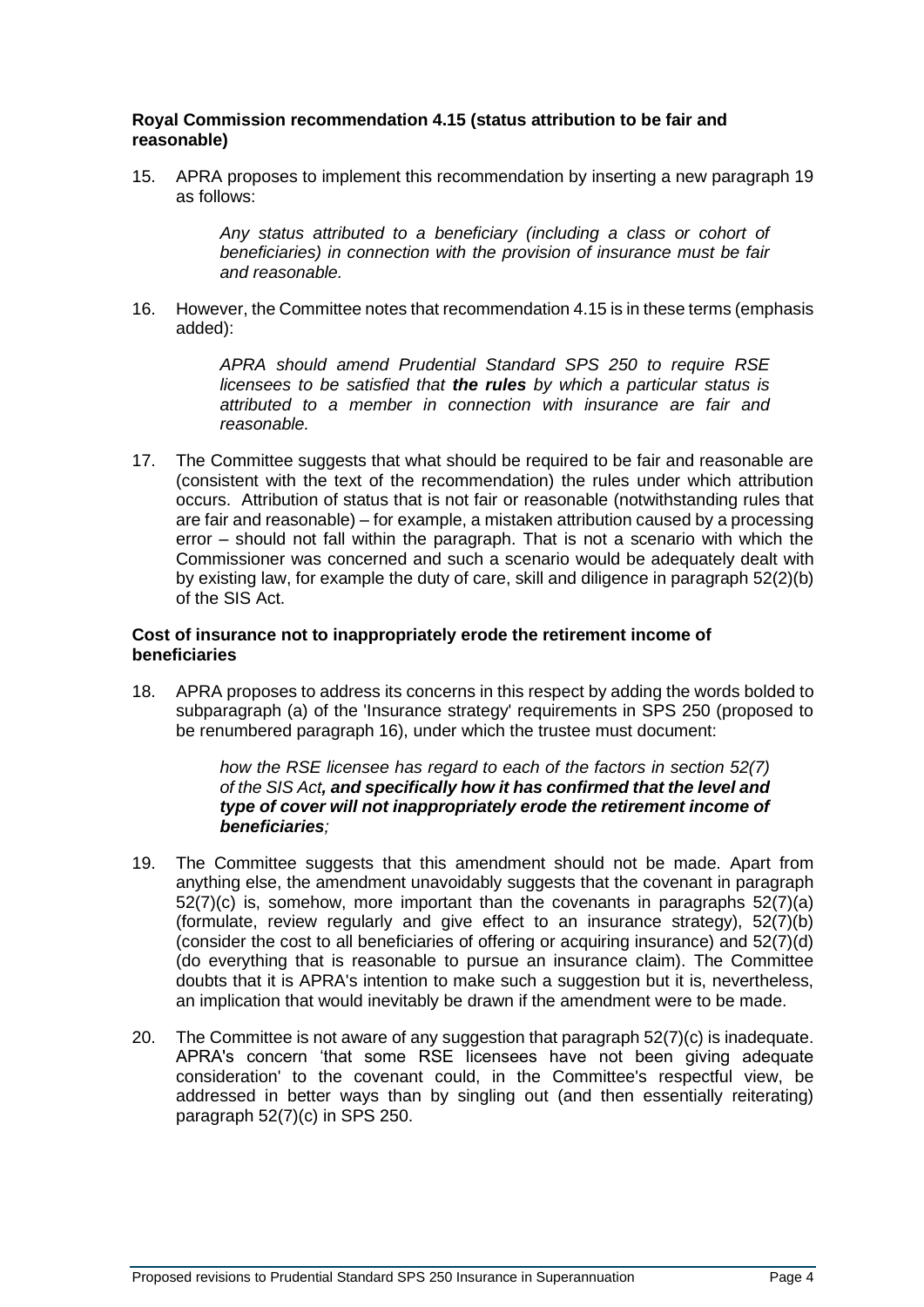**Royal Commission recommendation 4.15 (status attribution to be fair and reasonable)**

15. APRA proposes to implement this recommendation by inserting a new paragraph 19 as follows:

    *Any status attributed to a beneficiary (including a class or cohort of beneficiaries) in connection with the provision of insurance must be fair and reasonable.*

16. However, the Committee notes that recommendation 4.15 is in these terms (emphasis added):

    *APRA should amend Prudential Standard SPS 250 to require RSE licensees to be satisfied that **the rules** by which a particular status is attributed to a member in connection with insurance are fair and reasonable.*

17. The Committee suggests that what should be required to be fair and reasonable are (consistent with the text of the recommendation) the rules under which attribution occurs. Attribution of status that is not fair or reasonable (notwithstanding rules that are fair and reasonable) – for example, a mistaken attribution caused by a processing error – should not fall within the paragraph. That is not a scenario with which the Commissioner was concerned and such a scenario would be adequately dealt with by existing law, for example the duty of care, skill and diligence in paragraph 52(2)(b) of the SIS Act.

**Cost of insurance not to inappropriately erode the retirement income of beneficiaries**

18. APRA proposes to address its concerns in this respect by adding the words bolded to subparagraph (a) of the 'Insurance strategy' requirements in SPS 250 (proposed to be renumbered paragraph 16), under which the trustee must document:

    *how the RSE licensee has regard to each of the factors in section 52(7) of the SIS Act**, and specifically how it has confirmed that the level and type of cover will not inappropriately erode the retirement income of beneficiaries**;*

19. The Committee suggests that this amendment should not be made. Apart from anything else, the amendment unavoidably suggests that the covenant in paragraph 52(7)(c) is, somehow, more important than the covenants in paragraphs 52(7)(a) (formulate, review regularly and give effect to an insurance strategy), 52(7)(b) (consider the cost to all beneficiaries of offering or acquiring insurance) and 52(7)(d) (do everything that is reasonable to pursue an insurance claim). The Committee doubts that it is APRA's intention to make such a suggestion but it is, nevertheless, an implication that would inevitably be drawn if the amendment were to be made.

20. The Committee is not aware of any suggestion that paragraph 52(7)(c) is inadequate. APRA's concern 'that some RSE licensees have not been giving adequate consideration' to the covenant could, in the Committee's respectful view, be addressed in better ways than by singling out (and then essentially reiterating) paragraph 52(7)(c) in SPS 250.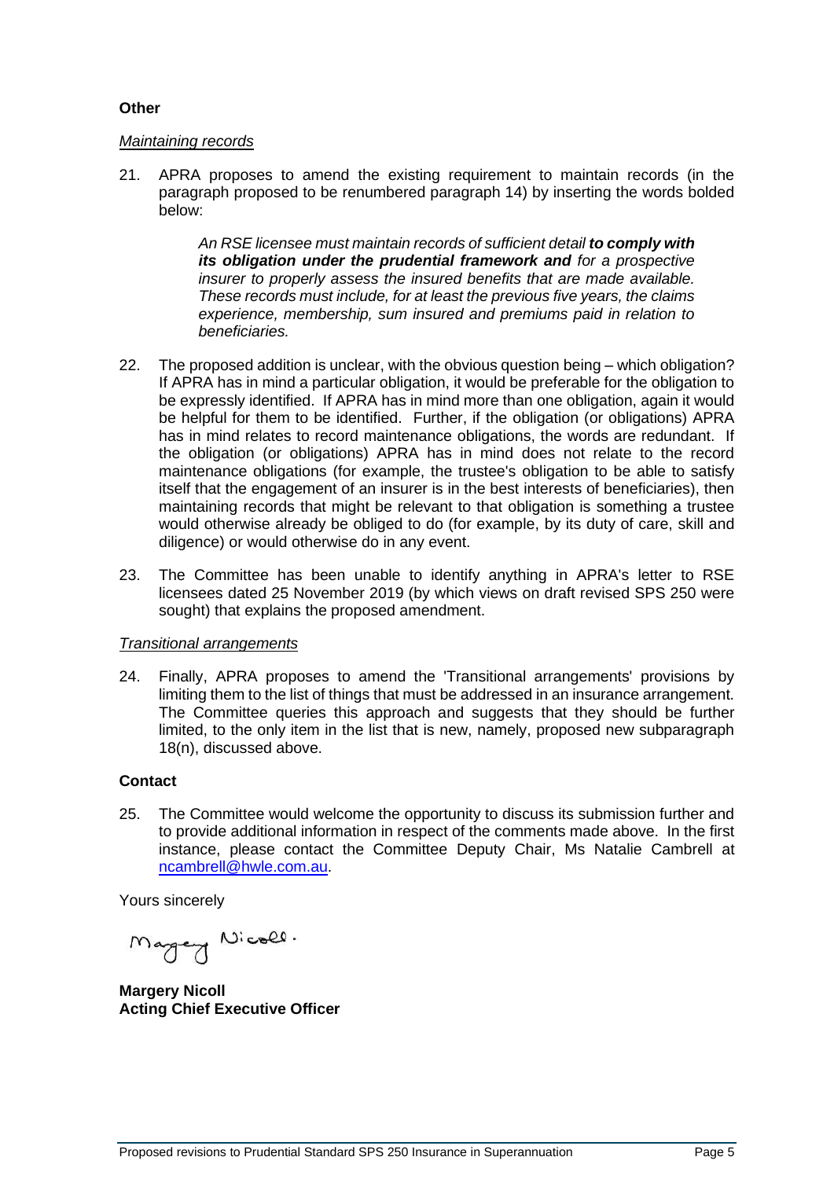**Other**

*Maintaining records*

21. APRA proposes to amend the existing requirement to maintain records (in the paragraph proposed to be renumbered paragraph 14) by inserting the words bolded below:

    > *An RSE licensee must maintain records of sufficient detail **to comply with its obligation under the prudential framework and** for a prospective insurer to properly assess the insured benefits that are made available. These records must include, for at least the previous five years, the claims experience, membership, sum insured and premiums paid in relation to beneficiaries.*

22. The proposed addition is unclear, with the obvious question being – which obligation? If APRA has in mind a particular obligation, it would be preferable for the obligation to be expressly identified. If APRA has in mind more than one obligation, again it would be helpful for them to be identified. Further, if the obligation (or obligations) APRA has in mind relates to record maintenance obligations, the words are redundant. If the obligation (or obligations) APRA has in mind does not relate to the record maintenance obligations (for example, the trustee's obligation to be able to satisfy itself that the engagement of an insurer is in the best interests of beneficiaries), then maintaining records that might be relevant to that obligation is something a trustee would otherwise already be obliged to do (for example, by its duty of care, skill and diligence) or would otherwise do in any event.

23. The Committee has been unable to identify anything in APRA's letter to RSE licensees dated 25 November 2019 (by which views on draft revised SPS 250 were sought) that explains the proposed amendment.

*Transitional arrangements*

24. Finally, APRA proposes to amend the 'Transitional arrangements' provisions by limiting them to the list of things that must be addressed in an insurance arrangement. The Committee queries this approach and suggests that they should be further limited, to the only item in the list that is new, namely, proposed new subparagraph 18(n), discussed above.

**Contact**

25. The Committee would welcome the opportunity to discuss its submission further and to provide additional information in respect of the comments made above. In the first instance, please contact the Committee Deputy Chair, Ms Natalie Cambrell at ncambrell@hwle.com.au.

Yours sincerely

Margery Nicoll.

**Margery Nicoll**
**Acting Chief Executive Officer**